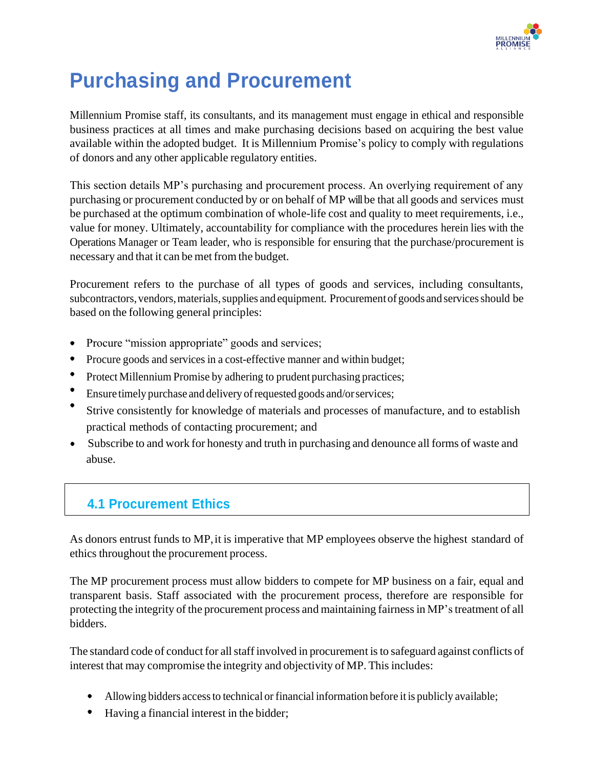# Purchasing and Procurement

Millennium Promise staff, its consultants, and its management must engage in ethical and responsible business practices at all times and make purchasing decisions based on acquiring the best value available within the adopted budget. It is Millennium Promise's policy to comply with regulations of donors and any other applicable regulatory entities.

This section details MP's purchasing and procurement process. An overlying requirement of any purchasing or procurement conducted by or on behalf of MP will be that all goods and services must be purchased at the optimum combination of whole-life cost and quality to meet requirements, i.e., value for money. Ultimately, accountability for compliance with the procedures herein lies with the Operations Manager or Team leader, who is responsible for ensuring that the purchase/procurement is necessary and that it can be met from the budget.

Procurement refers to the purchase of all types of goods and services, including consultants, subcontractors, vendors, materials, supplies and equipment. Procurement of goods and services should be based on the following general principles:

- Procure "mission appropriate" goods and services;
- Procure goods and services in a cost-effective manner and within budget;
- Protect Millennium Promise by adhering to prudent purchasing practices;
- Ensure timely purchase and delivery of requested goods and/or services;
- Strive consistently for knowledge of materials and processes of manufacture, and to establish practical methods of contacting procurement; and
- Subscribe to and work for honesty and truth in purchasing and denounce all forms of waste and abuse.

## 4.1 Procurement Ethics

As donors entrust funds to MP, it is imperative that MP employees observe the highest standard of ethics throughout the procurement process.

The MP procurement process must allow bidders to compete for MP business on a fair, equal and transparent basis. Staff associated with the procurement process, therefore are responsible for protecting the integrity of the procurement process and maintaining fairness in MP's treatment of all bidders.

The standard code of conduct for all staff involved in procurement is to safeguard against conflicts of interest that may compromise the integrity and objectivity of MP. This includes:

- Allowing bidders access to technical or financial information before it is publicly available;
- Having a financial interest in the bidder;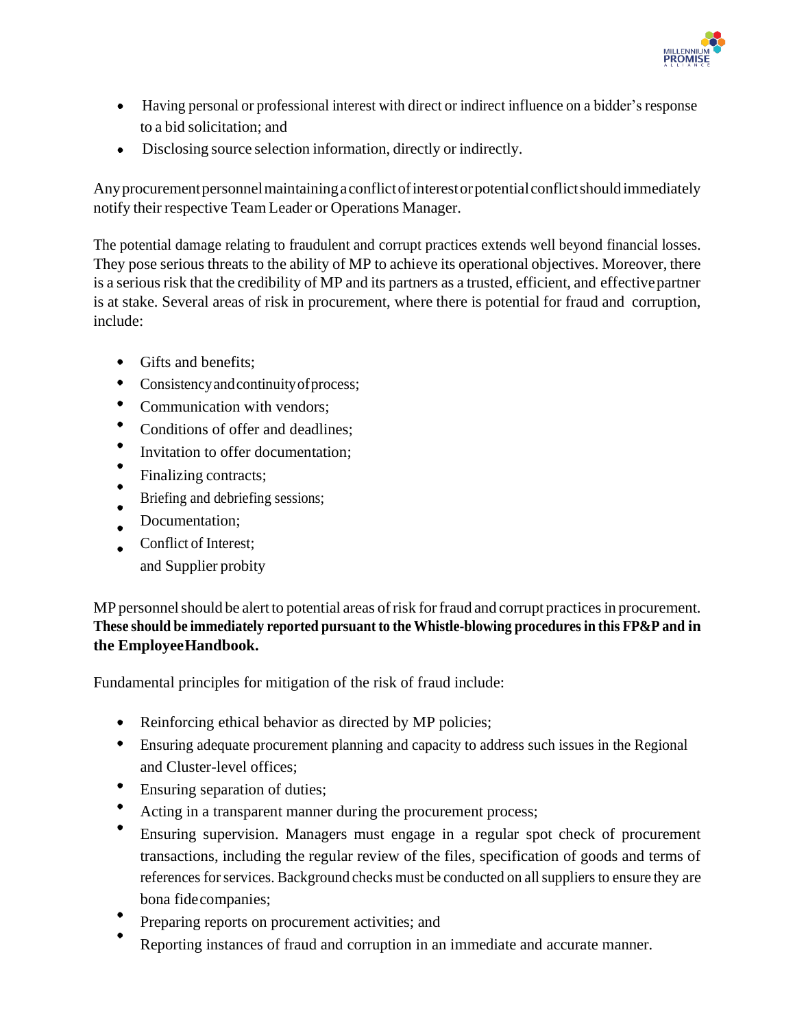- Having personal or professional interest with direct or indirect influence on a bidder's response to a bid solicitation; and
- Disclosing source selection information, directly or indirectly.

Any procurement personnel maintaining a conflict of interest or potential conflict should immediately notify their respective Team Leader or Operations Manager.

The potential damage relating to fraudulent and corrupt practices extends well beyond financial losses. They pose serious threats to the ability of MP to achieve its operational objectives. Moreover, there is a serious risk that the credibility of MP and its partners as a trusted, efficient, and effective partner is at stake. Several areas of risk in procurement, where there is potential for fraud and corruption, include:

- Gifts and benefits;
- Consistency and continuity of process;
- Communication with vendors;
- Conditions of offer and deadlines;
- Invitation to offer documentation;
- Finalizing contracts;
- Briefing and debriefing sessions;
- Documentation;
- Conflict of Interest;
- and Supplier probity

MP personnel should be alert to potential areas of risk for fraud and corrupt practices in procurement. **These should be immediately reported pursuant to the Whistle-blowing procedures in this FP&P and in the Employee Handbook.**

Fundamental principles for mitigation of the risk of fraud include:

- Reinforcing ethical behavior as directed by MP policies;
- Ensuring adequate procurement planning and capacity to address such issues in the Regional and Cluster-level offices;
- Ensuring separation of duties;
- Acting in a transparent manner during the procurement process;
- Ensuring supervision. Managers must engage in a regular spot check of procurement transactions, including the regular review of the files, specification of goods and terms of references for services. Background checks must be conducted on all suppliers to ensure they are bona fide companies;
- Preparing reports on procurement activities; and
- Reporting instances of fraud and corruption in an immediate and accurate manner.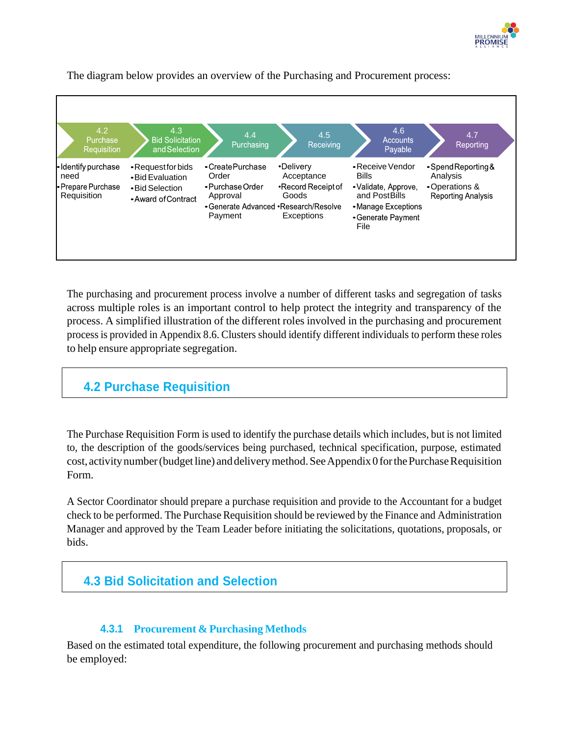The diagram below provides an overview of the Purchasing and Procurement process:

| 4.2 Purchase Requisition | 4.3 Bid Solicitation and Selection | 4.4 Purchasing | 4.5 Receiving | 4.6 Accounts Payable | 4.7 Reporting |
|---|---|---|---|---|---|
| • Identify purchase need<br>• Prepare Purchase Requisition | • Request for bids<br>• Bid Evaluation<br>• Bid Selection<br>• Award of Contract | • Create Purchase Order<br>• Purchase Order Approval<br>• Generate Advanced Payment | • Delivery Acceptance<br>• Record Receipt of Goods<br>• Research/Resolve Exceptions | • Receive Vendor Bills<br>• Validate, Approve, and Post Bills<br>• Manage Exceptions<br>• Generate Payment File | • Spend Reporting & Analysis<br>• Operations & Reporting Analysis |

The purchasing and procurement process involve a number of different tasks and segregation of tasks across multiple roles is an important control to help protect the integrity and transparency of the process. A simplified illustration of the different roles involved in the purchasing and procurement process is provided in Appendix 8.6. Clusters should identify different individuals to perform these roles to help ensure appropriate segregation.

## 4.2 Purchase Requisition

The Purchase Requisition Form is used to identify the purchase details which includes, but is not limited to, the description of the goods/services being purchased, technical specification, purpose, estimated cost, activity number (budget line) and delivery method. See Appendix 0 for the Purchase Requisition Form.

A Sector Coordinator should prepare a purchase requisition and provide to the Accountant for a budget check to be performed. The Purchase Requisition should be reviewed by the Finance and Administration Manager and approved by the Team Leader before initiating the solicitations, quotations, proposals, or bids.

## 4.3 Bid Solicitation and Selection

### 4.3.1 Procurement & Purchasing Methods

Based on the estimated total expenditure, the following procurement and purchasing methods should be employed: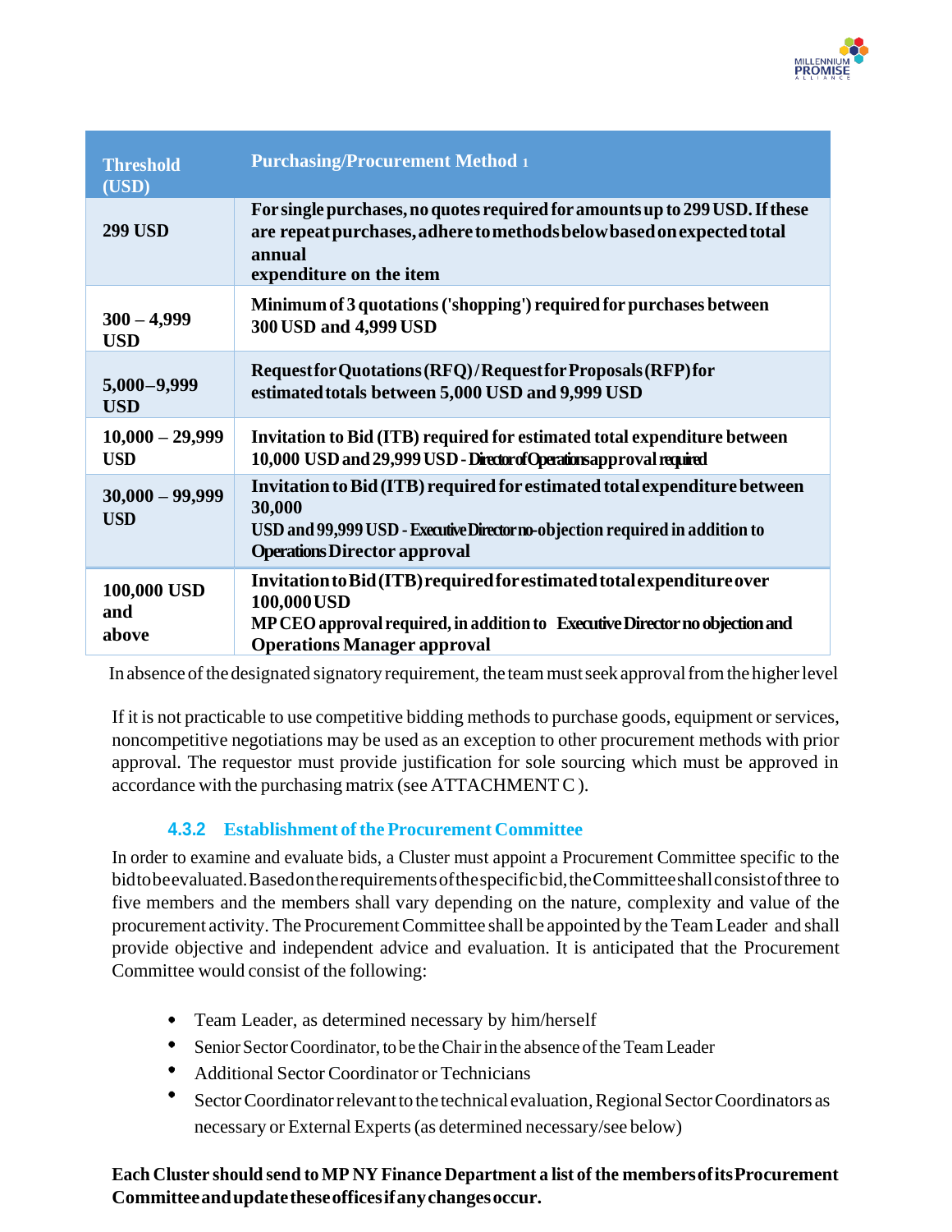| Threshold (USD) | Purchasing/Procurement Method 1 |
| --- | --- |
| 299 USD | For single purchases, no quotes required for amounts up to 299 USD. If these are repeat purchases, adhere to methods below based on expected total annual expenditure on the item |
| 300 – 4,999 USD | Minimum of 3 quotations ('shopping') required for purchases between 300 USD and 4,999 USD |
| 5,000–9,999 USD | Request for Quotations (RFQ) / Request for Proposals (RFP) for estimated totals between 5,000 USD and 9,999 USD |
| 10,000 – 29,999 USD | Invitation to Bid (ITB) required for estimated total expenditure between 10,000 USD and 29,999 USD - Director of Operations approval required |
| 30,000 – 99,999 USD | Invitation to Bid (ITB) required for estimated total expenditure between 30,000 USD and 99,999 USD - Executive Director no-objection required in addition to Operations Director approval |
| 100,000 USD and above | Invitation to Bid (ITB) required for estimated total expenditure over 100,000 USD MP CEO approval required, in addition to Executive Director no objection and Operations Manager approval |

In absence of the designated signatory requirement, the team must seek approval from the higher level

If it is not practicable to use competitive bidding methods to purchase goods, equipment or services, noncompetitive negotiations may be used as an exception to other procurement methods with prior approval. The requestor must provide justification for sole sourcing which must be approved in accordance with the purchasing matrix (see ATTACHMENT C ).

### 4.3.2 Establishment of the Procurement Committee

In order to examine and evaluate bids, a Cluster must appoint a Procurement Committee specific to the bid to be evaluated. Based on the requirements of the specific bid, the Committee shall consist of three to five members and the members shall vary depending on the nature, complexity and value of the procurement activity. The Procurement Committee shall be appointed by the Team Leader and shall provide objective and independent advice and evaluation. It is anticipated that the Procurement Committee would consist of the following:

- Team Leader, as determined necessary by him/herself
- Senior Sector Coordinator, to be the Chair in the absence of the Team Leader
- Additional Sector Coordinator or Technicians
- Sector Coordinator relevant to the technical evaluation, Regional Sector Coordinators as necessary or External Experts (as determined necessary/see below)

**Each Cluster should send to MP NY Finance Department a list of the members of its Procurement Committee and update these offices if any changes occur.**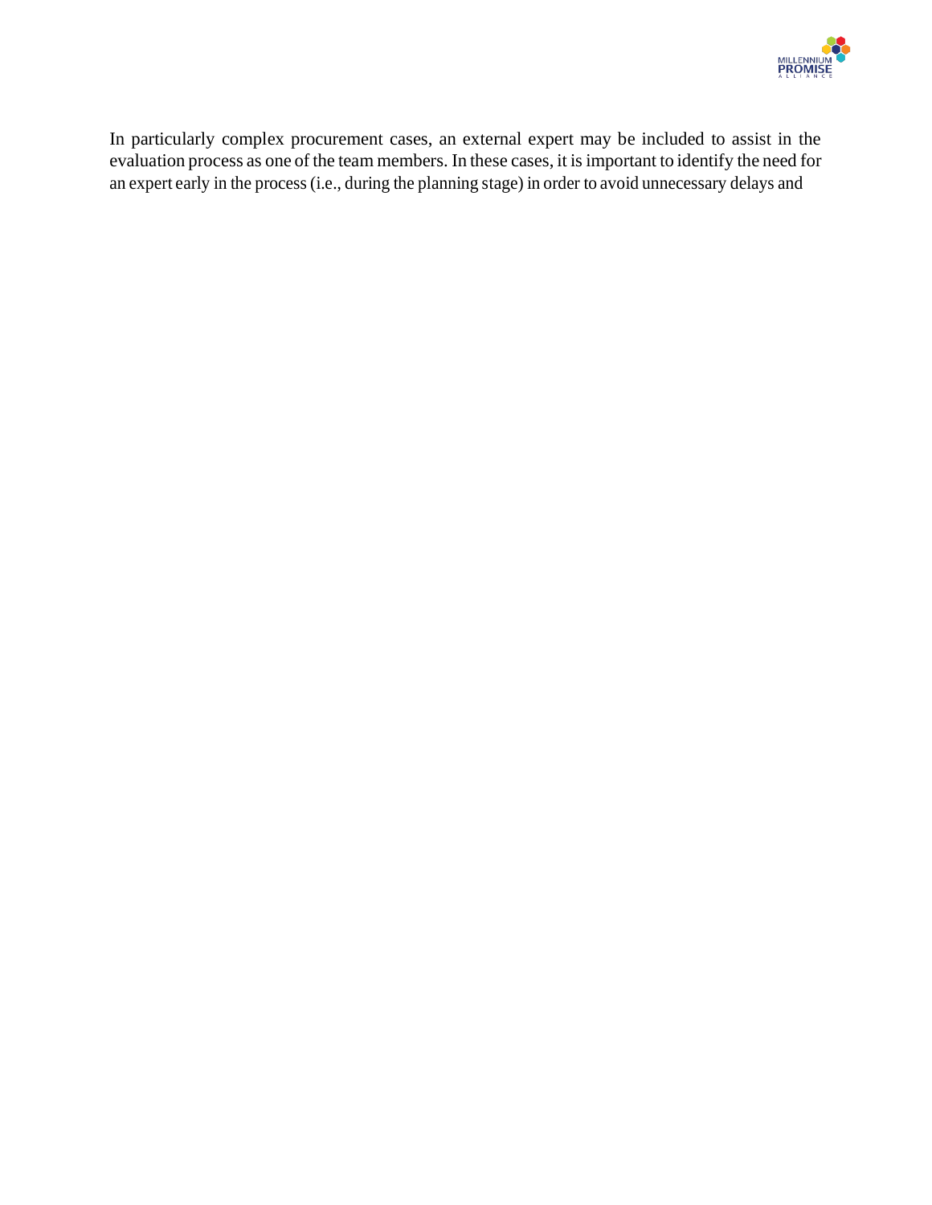In particularly complex procurement cases, an external expert may be included to assist in the evaluation process as one of the team members. In these cases, it is important to identify the need for an expert early in the process (i.e., during the planning stage) in order to avoid unnecessary delays and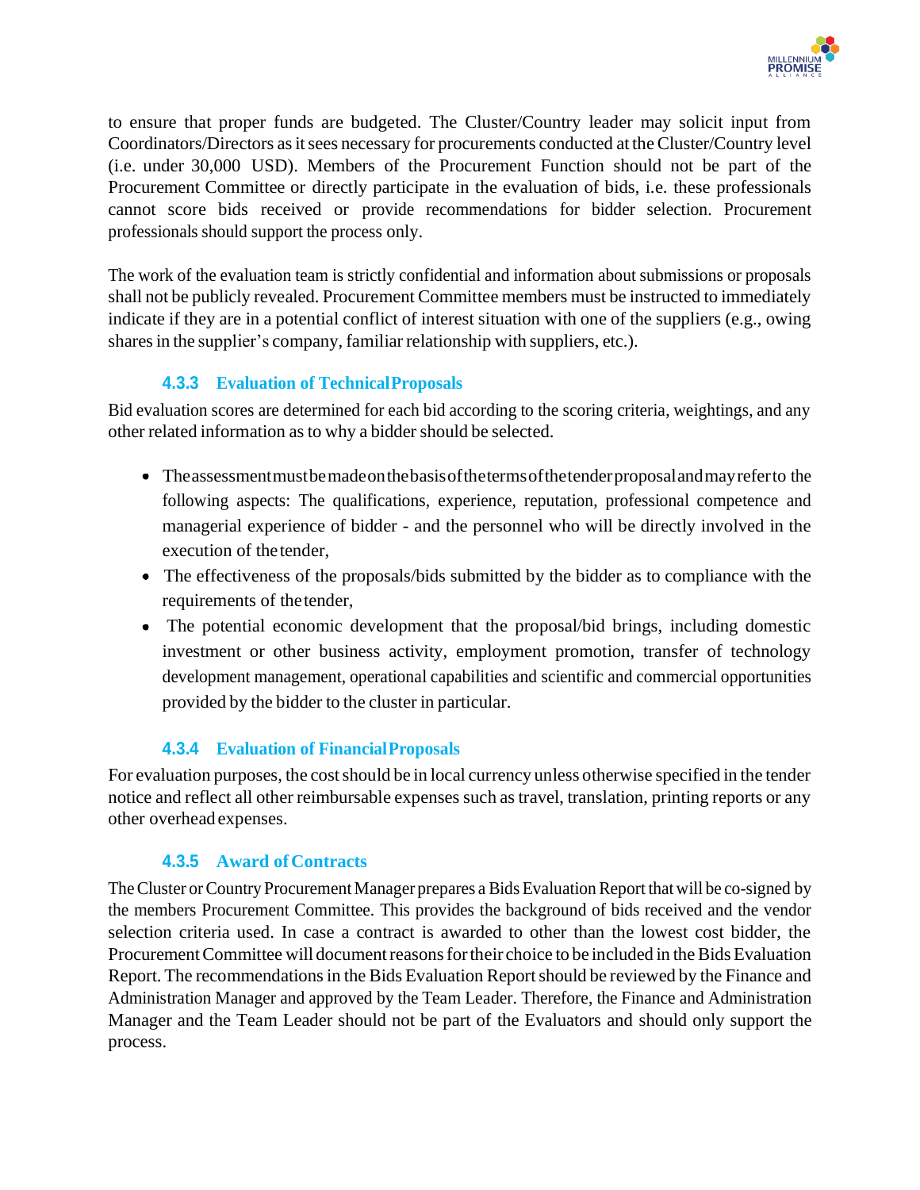to ensure that proper funds are budgeted. The Cluster/Country leader may solicit input from Coordinators/Directors as it sees necessary for procurements conducted at the Cluster/Country level (i.e. under 30,000 USD). Members of the Procurement Function should not be part of the Procurement Committee or directly participate in the evaluation of bids, i.e. these professionals cannot score bids received or provide recommendations for bidder selection. Procurement professionals should support the process only.

The work of the evaluation team is strictly confidential and information about submissions or proposals shall not be publicly revealed. Procurement Committee members must be instructed to immediately indicate if they are in a potential conflict of interest situation with one of the suppliers (e.g., owing shares in the supplier's company, familiar relationship with suppliers, etc.).

### 4.3.3 Evaluation of Technical Proposals

Bid evaluation scores are determined for each bid according to the scoring criteria, weightings, and any other related information as to why a bidder should be selected.

- The assessment must be made on the basis of the terms of the tender proposal and may refer to the following aspects: The qualifications, experience, reputation, professional competence and managerial experience of bidder - and the personnel who will be directly involved in the execution of the tender,
- The effectiveness of the proposals/bids submitted by the bidder as to compliance with the requirements of the tender,
- The potential economic development that the proposal/bid brings, including domestic investment or other business activity, employment promotion, transfer of technology development management, operational capabilities and scientific and commercial opportunities provided by the bidder to the cluster in particular.

### 4.3.4 Evaluation of Financial Proposals

For evaluation purposes, the cost should be in local currency unless otherwise specified in the tender notice and reflect all other reimbursable expenses such as travel, translation, printing reports or any other overhead expenses.

### 4.3.5 Award of Contracts

The Cluster or Country Procurement Manager prepares a Bids Evaluation Report that will be co-signed by the members Procurement Committee. This provides the background of bids received and the vendor selection criteria used. In case a contract is awarded to other than the lowest cost bidder, the Procurement Committee will document reasons for their choice to be included in the Bids Evaluation Report. The recommendations in the Bids Evaluation Report should be reviewed by the Finance and Administration Manager and approved by the Team Leader. Therefore, the Finance and Administration Manager and the Team Leader should not be part of the Evaluators and should only support the process.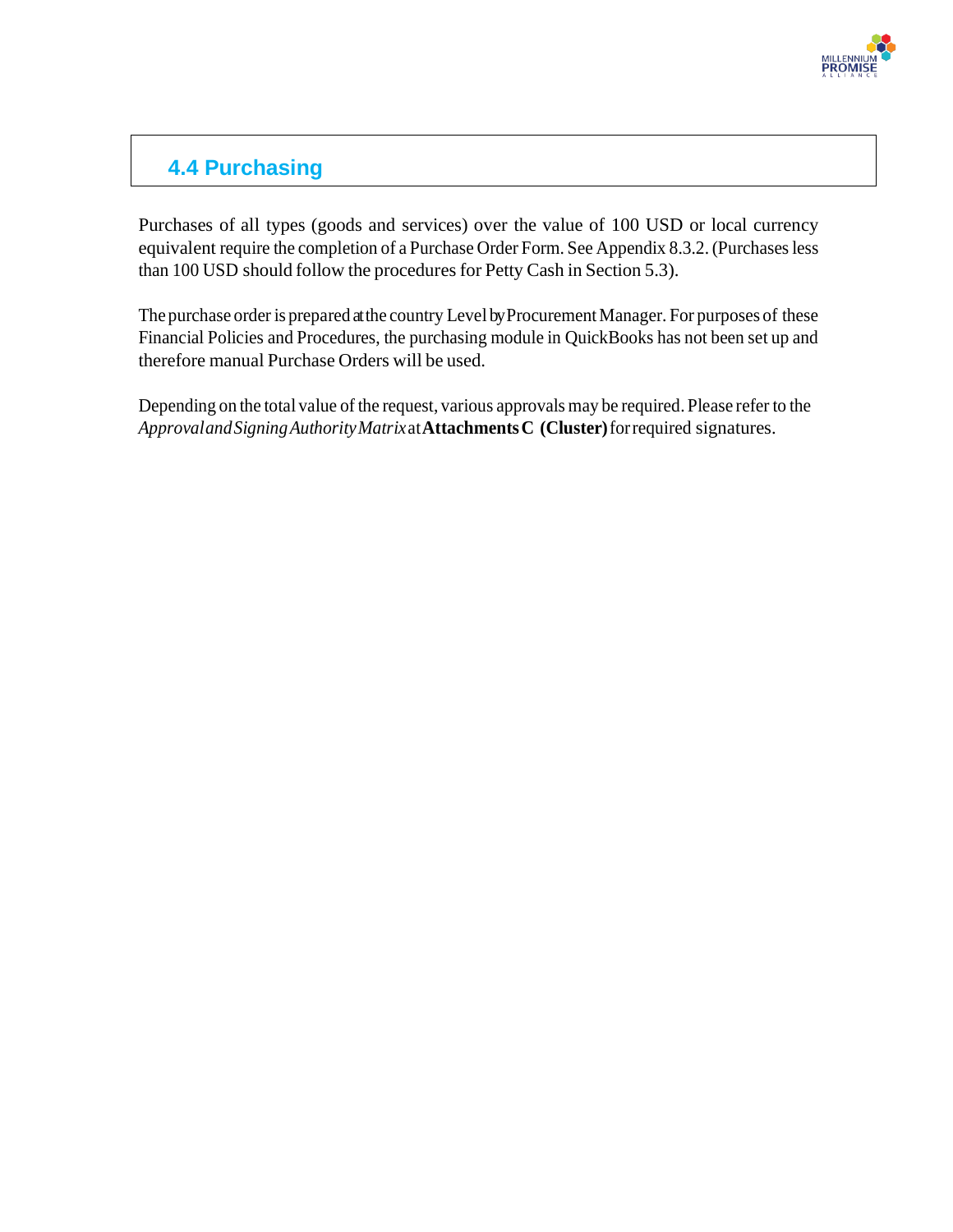## 4.4 Purchasing

Purchases of all types (goods and services) over the value of 100 USD or local currency equivalent require the completion of a Purchase Order Form. See Appendix 8.3.2. (Purchases less than 100 USD should follow the procedures for Petty Cash in Section 5.3).

The purchase order is prepared at the country Level by Procurement Manager. For purposes of these Financial Policies and Procedures, the purchasing module in QuickBooks has not been set up and therefore manual Purchase Orders will be used.

Depending on the total value of the request, various approvals may be required. Please refer to the *Approval and Signing Authority Matrix* at **Attachments C (Cluster)** for required signatures.